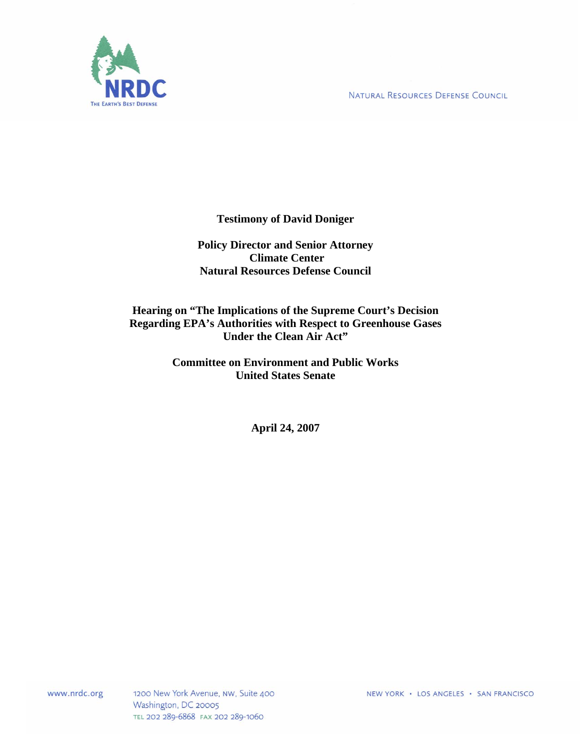NRDC

THE EARTH'S BEST DEFENSE

NATURAL RESOURCES DEFENSE COUNCIL

**Testimony of David Doniger**

**Policy Director and Senior Attorney**
**Climate Center**
**Natural Resources Defense Council**

**Hearing on "The Implications of the Supreme Court's Decision Regarding EPA's Authorities with Respect to Greenhouse Gases Under the Clean Air Act"**

**Committee on Environment and Public Works**
**United States Senate**

**April 24, 2007**

www.nrdc.org

1200 New York Avenue, NW, Suite 400
Washington, DC 20005
TEL 202 289-6868 FAX 202 289-1060

NEW YORK • LOS ANGELES • SAN FRANCISCO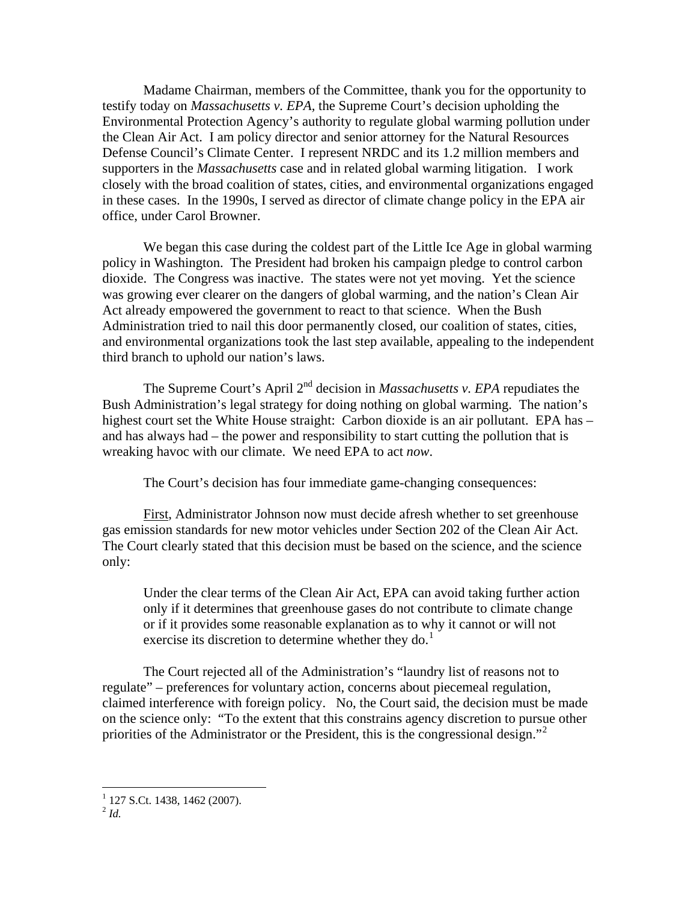Madame Chairman, members of the Committee, thank you for the opportunity to testify today on *Massachusetts v. EPA,* the Supreme Court's decision upholding the Environmental Protection Agency's authority to regulate global warming pollution under the Clean Air Act. I am policy director and senior attorney for the Natural Resources Defense Council's Climate Center. I represent NRDC and its 1.2 million members and supporters in the *Massachusetts* case and in related global warming litigation. I work closely with the broad coalition of states, cities, and environmental organizations engaged in these cases. In the 1990s, I served as director of climate change policy in the EPA air office, under Carol Browner.

We began this case during the coldest part of the Little Ice Age in global warming policy in Washington. The President had broken his campaign pledge to control carbon dioxide. The Congress was inactive. The states were not yet moving. Yet the science was growing ever clearer on the dangers of global warming, and the nation's Clean Air Act already empowered the government to react to that science. When the Bush Administration tried to nail this door permanently closed, our coalition of states, cities, and environmental organizations took the last step available, appealing to the independent third branch to uphold our nation's laws.

The Supreme Court's April 2nd decision in *Massachusetts v. EPA* repudiates the Bush Administration's legal strategy for doing nothing on global warming. The nation's highest court set the White House straight: Carbon dioxide is an air pollutant. EPA has – and has always had – the power and responsibility to start cutting the pollution that is wreaking havoc with our climate. We need EPA to act *now*.

The Court's decision has four immediate game-changing consequences:

First, Administrator Johnson now must decide afresh whether to set greenhouse gas emission standards for new motor vehicles under Section 202 of the Clean Air Act. The Court clearly stated that this decision must be based on the science, and the science only:

> Under the clear terms of the Clean Air Act, EPA can avoid taking further action only if it determines that greenhouse gases do not contribute to climate change or if it provides some reasonable explanation as to why it cannot or will not exercise its discretion to determine whether they do.[1]

The Court rejected all of the Administration's "laundry list of reasons not to regulate" – preferences for voluntary action, concerns about piecemeal regulation, claimed interference with foreign policy. No, the Court said, the decision must be made on the science only: "To the extent that this constrains agency discretion to pursue other priorities of the Administrator or the President, this is the congressional design."[2]

---

[1] 127 S.Ct. 1438, 1462 (2007).

[2] *Id.*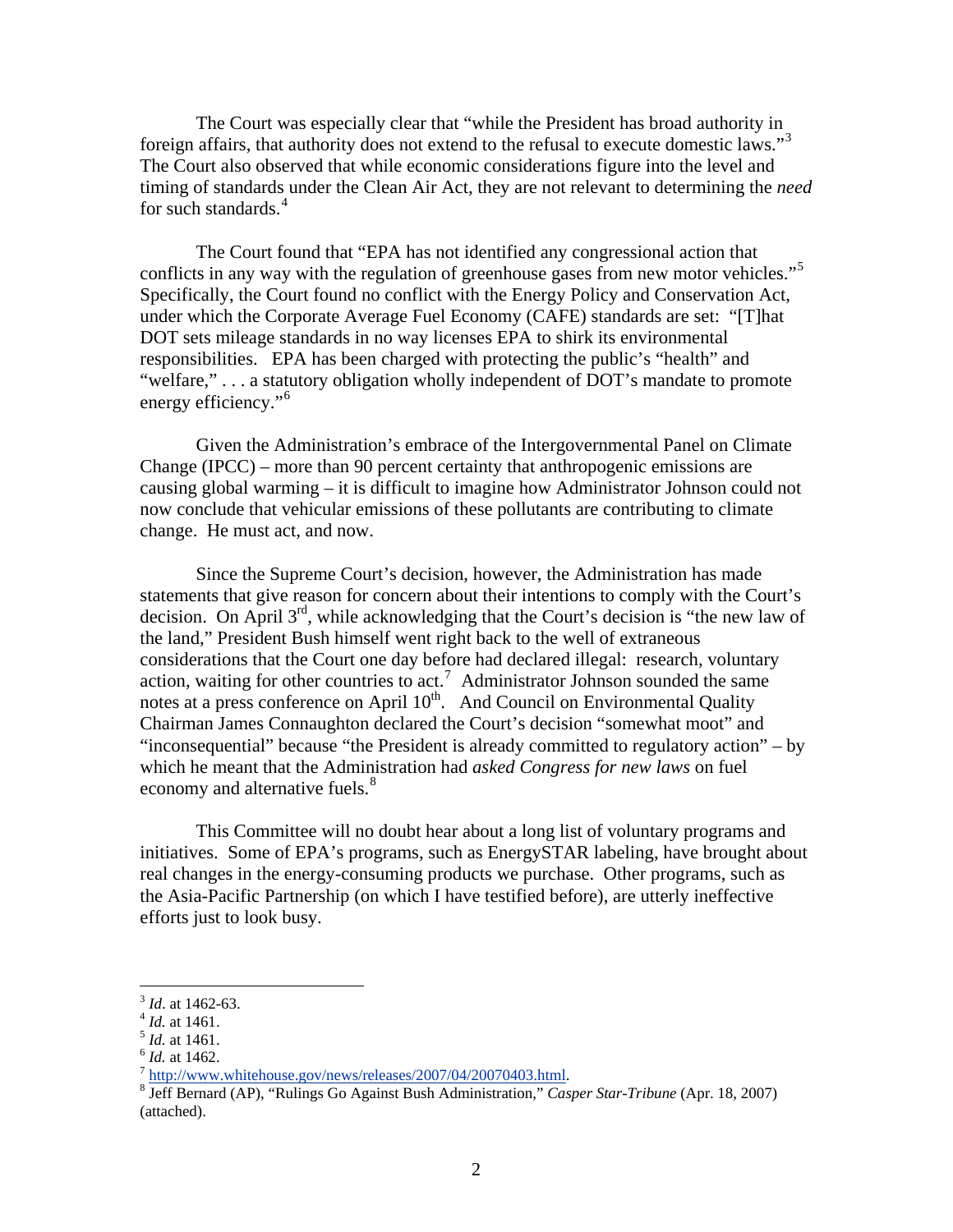The Court was especially clear that "while the President has broad authority in foreign affairs, that authority does not extend to the refusal to execute domestic laws."[3] The Court also observed that while economic considerations figure into the level and timing of standards under the Clean Air Act, they are not relevant to determining the *need* for such standards.[4]

The Court found that "EPA has not identified any congressional action that conflicts in any way with the regulation of greenhouse gases from new motor vehicles."[5] Specifically, the Court found no conflict with the Energy Policy and Conservation Act, under which the Corporate Average Fuel Economy (CAFE) standards are set: "[T]hat DOT sets mileage standards in no way licenses EPA to shirk its environmental responsibilities. EPA has been charged with protecting the public's "health" and "welfare," . . . a statutory obligation wholly independent of DOT's mandate to promote energy efficiency."[6]

Given the Administration's embrace of the Intergovernmental Panel on Climate Change (IPCC) – more than 90 percent certainty that anthropogenic emissions are causing global warming – it is difficult to imagine how Administrator Johnson could not now conclude that vehicular emissions of these pollutants are contributing to climate change. He must act, and now.

Since the Supreme Court's decision, however, the Administration has made statements that give reason for concern about their intentions to comply with the Court's decision. On April 3rd, while acknowledging that the Court's decision is "the new law of the land," President Bush himself went right back to the well of extraneous considerations that the Court one day before had declared illegal: research, voluntary action, waiting for other countries to act.[7] Administrator Johnson sounded the same notes at a press conference on April 10th. And Council on Environmental Quality Chairman James Connaughton declared the Court's decision "somewhat moot" and "inconsequential" because "the President is already committed to regulatory action" – by which he meant that the Administration had *asked Congress for new laws* on fuel economy and alternative fuels.[8]

This Committee will no doubt hear about a long list of voluntary programs and initiatives. Some of EPA's programs, such as EnergySTAR labeling, have brought about real changes in the energy-consuming products we purchase. Other programs, such as the Asia-Pacific Partnership (on which I have testified before), are utterly ineffective efforts just to look busy.

---

[3] *Id.* at 1462-63.
[4] *Id.* at 1461.
[5] *Id.* at 1461.
[6] *Id.* at 1462.
[7] http://www.whitehouse.gov/news/releases/2007/04/20070403.html.
[8] Jeff Bernard (AP), "Rulings Go Against Bush Administration," *Casper Star-Tribune* (Apr. 18, 2007) (attached).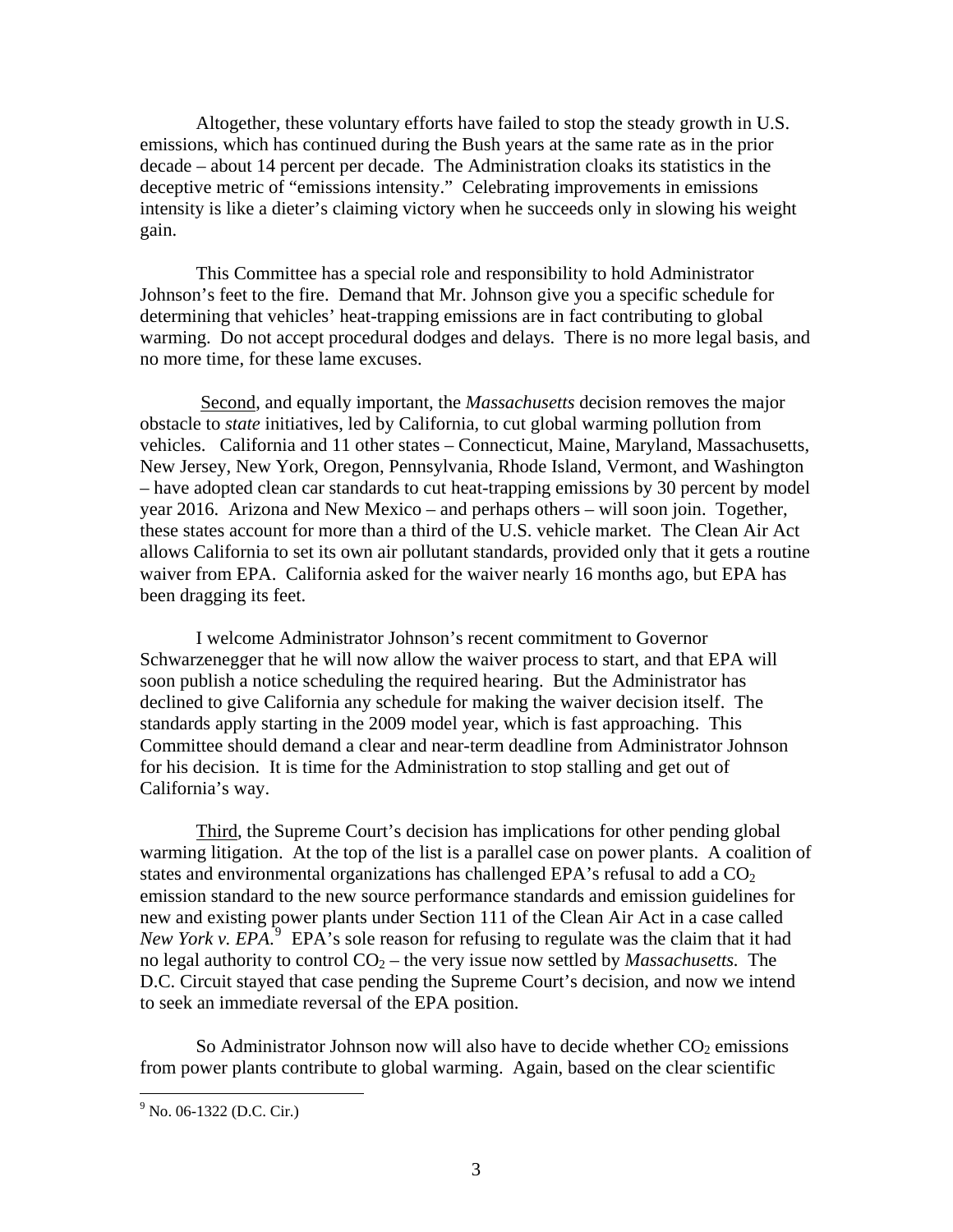Altogether, these voluntary efforts have failed to stop the steady growth in U.S. emissions, which has continued during the Bush years at the same rate as in the prior decade – about 14 percent per decade. The Administration cloaks its statistics in the deceptive metric of "emissions intensity." Celebrating improvements in emissions intensity is like a dieter's claiming victory when he succeeds only in slowing his weight gain.

This Committee has a special role and responsibility to hold Administrator Johnson's feet to the fire. Demand that Mr. Johnson give you a specific schedule for determining that vehicles' heat-trapping emissions are in fact contributing to global warming. Do not accept procedural dodges and delays. There is no more legal basis, and no more time, for these lame excuses.

Second, and equally important, the *Massachusetts* decision removes the major obstacle to *state* initiatives, led by California, to cut global warming pollution from vehicles. California and 11 other states – Connecticut, Maine, Maryland, Massachusetts, New Jersey, New York, Oregon, Pennsylvania, Rhode Island, Vermont, and Washington – have adopted clean car standards to cut heat-trapping emissions by 30 percent by model year 2016. Arizona and New Mexico – and perhaps others – will soon join. Together, these states account for more than a third of the U.S. vehicle market. The Clean Air Act allows California to set its own air pollutant standards, provided only that it gets a routine waiver from EPA. California asked for the waiver nearly 16 months ago, but EPA has been dragging its feet.

I welcome Administrator Johnson's recent commitment to Governor Schwarzenegger that he will now allow the waiver process to start, and that EPA will soon publish a notice scheduling the required hearing. But the Administrator has declined to give California any schedule for making the waiver decision itself. The standards apply starting in the 2009 model year, which is fast approaching. This Committee should demand a clear and near-term deadline from Administrator Johnson for his decision. It is time for the Administration to stop stalling and get out of California's way.

Third, the Supreme Court's decision has implications for other pending global warming litigation. At the top of the list is a parallel case on power plants. A coalition of states and environmental organizations has challenged EPA's refusal to add a $CO_2$ emission standard to the new source performance standards and emission guidelines for new and existing power plants under Section 111 of the Clean Air Act in a case called *New York v. EPA.*[9] EPA's sole reason for refusing to regulate was the claim that it had no legal authority to control $CO_2$ – the very issue now settled by *Massachusetts.* The D.C. Circuit stayed that case pending the Supreme Court's decision, and now we intend to seek an immediate reversal of the EPA position.

So Administrator Johnson now will also have to decide whether $CO_2$ emissions from power plants contribute to global warming. Again, based on the clear scientific

[9] No. 06-1322 (D.C. Cir.)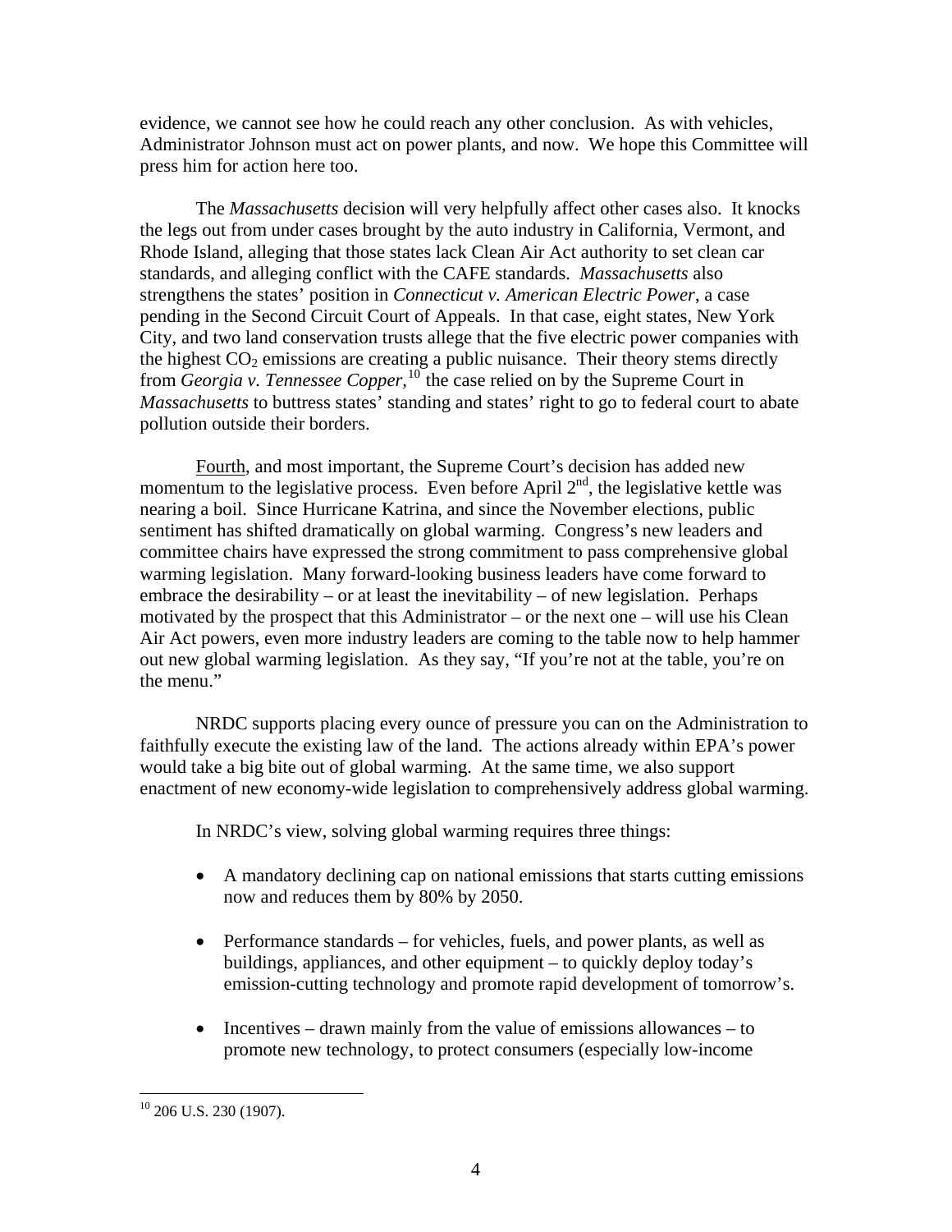evidence, we cannot see how he could reach any other conclusion. As with vehicles, Administrator Johnson must act on power plants, and now. We hope this Committee will press him for action here too.

The *Massachusetts* decision will very helpfully affect other cases also. It knocks the legs out from under cases brought by the auto industry in California, Vermont, and Rhode Island, alleging that those states lack Clean Air Act authority to set clean car standards, and alleging conflict with the CAFE standards. *Massachusetts* also strengthens the states' position in *Connecticut v. American Electric Power*, a case pending in the Second Circuit Court of Appeals. In that case, eight states, New York City, and two land conservation trusts allege that the five electric power companies with the highest $CO_2$ emissions are creating a public nuisance. Their theory stems directly from *Georgia v. Tennessee Copper,*[10] the case relied on by the Supreme Court in *Massachusetts* to buttress states' standing and states' right to go to federal court to abate pollution outside their borders.

<u>Fourth</u>, and most important, the Supreme Court's decision has added new momentum to the legislative process. Even before April 2nd, the legislative kettle was nearing a boil. Since Hurricane Katrina, and since the November elections, public sentiment has shifted dramatically on global warming. Congress's new leaders and committee chairs have expressed the strong commitment to pass comprehensive global warming legislation. Many forward-looking business leaders have come forward to embrace the desirability – or at least the inevitability – of new legislation. Perhaps motivated by the prospect that this Administrator – or the next one – will use his Clean Air Act powers, even more industry leaders are coming to the table now to help hammer out new global warming legislation. As they say, "If you're not at the table, you're on the menu."

NRDC supports placing every ounce of pressure you can on the Administration to faithfully execute the existing law of the land. The actions already within EPA's power would take a big bite out of global warming. At the same time, we also support enactment of new economy-wide legislation to comprehensively address global warming.

In NRDC's view, solving global warming requires three things:

- A mandatory declining cap on national emissions that starts cutting emissions now and reduces them by 80% by 2050.
- Performance standards – for vehicles, fuels, and power plants, as well as buildings, appliances, and other equipment – to quickly deploy today's emission-cutting technology and promote rapid development of tomorrow's.
- Incentives – drawn mainly from the value of emissions allowances – to promote new technology, to protect consumers (especially low-income

---

[10] 206 U.S. 230 (1907).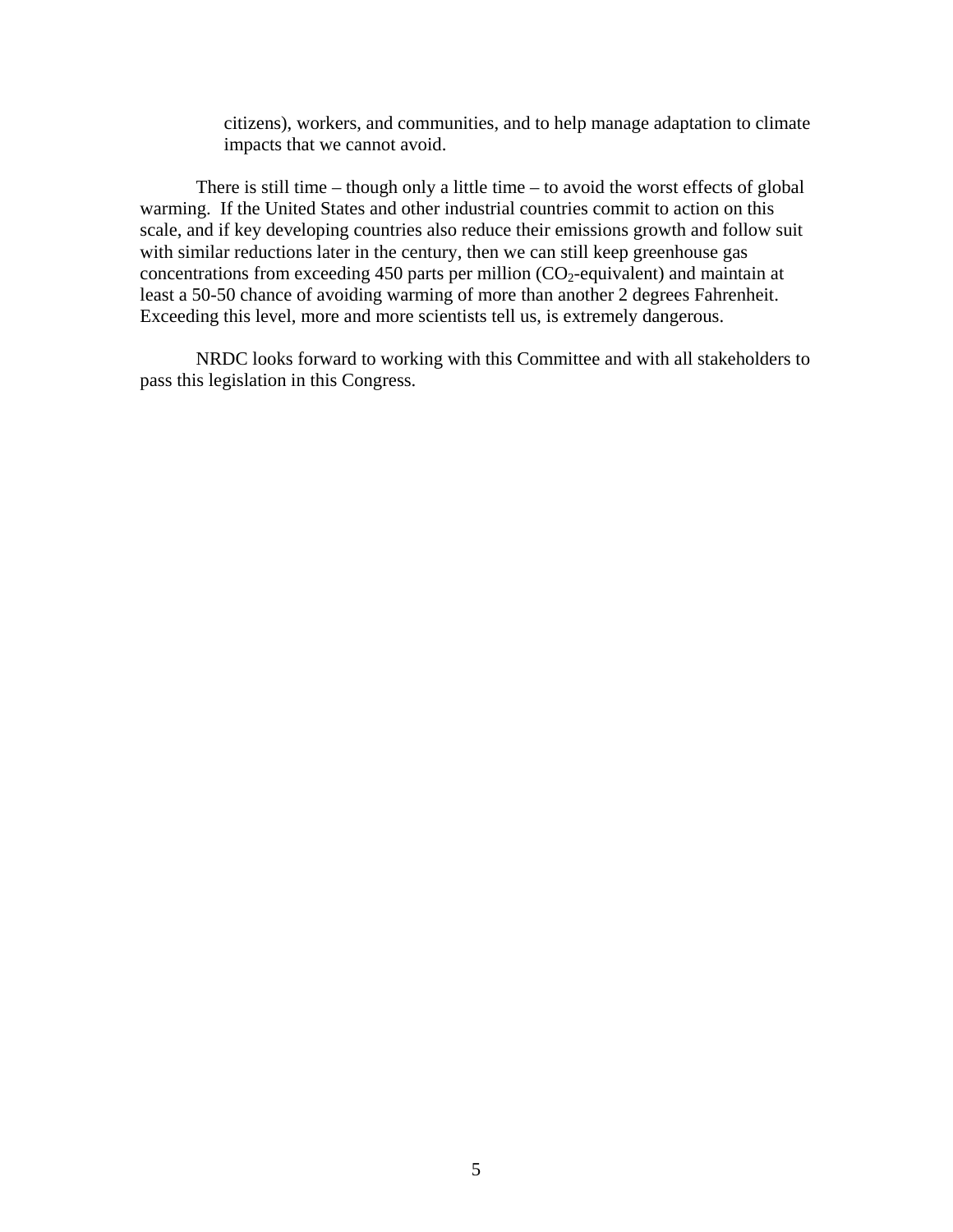citizens), workers, and communities, and to help manage adaptation to climate impacts that we cannot avoid.

There is still time – though only a little time – to avoid the worst effects of global warming. If the United States and other industrial countries commit to action on this scale, and if key developing countries also reduce their emissions growth and follow suit with similar reductions later in the century, then we can still keep greenhouse gas concentrations from exceeding 450 parts per million ($CO_2$-equivalent) and maintain at least a 50-50 chance of avoiding warming of more than another 2 degrees Fahrenheit. Exceeding this level, more and more scientists tell us, is extremely dangerous.

NRDC looks forward to working with this Committee and with all stakeholders to pass this legislation in this Congress.